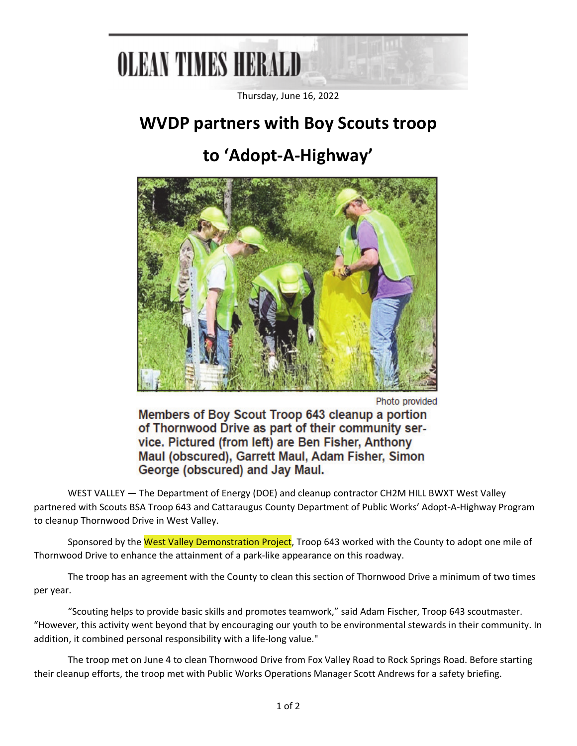OLEAN TIMES HERALD

Thursday, June 16, 2022

# WVDP partners with Boy Scouts troop to 'Adopt-A-Highway'

Photo provided

Members of Boy Scout Troop 643 cleanup a portion of Thornwood Drive as part of their community service. Pictured (from left) are Ben Fisher, Anthony Maul (obscured), Garrett Maul, Adam Fisher, Simon George (obscured) and Jay Maul.

WEST VALLEY — The Department of Energy (DOE) and cleanup contractor CH2M HILL BWXT West Valley partnered with Scouts BSA Troop 643 and Cattaraugus County Department of Public Works' Adopt-A-Highway Program to cleanup Thornwood Drive in West Valley.

Sponsored by the West Valley Demonstration Project, Troop 643 worked with the County to adopt one mile of Thornwood Drive to enhance the attainment of a park-like appearance on this roadway.

The troop has an agreement with the County to clean this section of Thornwood Drive a minimum of two times per year.

"Scouting helps to provide basic skills and promotes teamwork," said Adam Fischer, Troop 643 scoutmaster. "However, this activity went beyond that by encouraging our youth to be environmental stewards in their community. In addition, it combined personal responsibility with a life-long value."

The troop met on June 4 to clean Thornwood Drive from Fox Valley Road to Rock Springs Road. Before starting their cleanup efforts, the troop met with Public Works Operations Manager Scott Andrews for a safety briefing.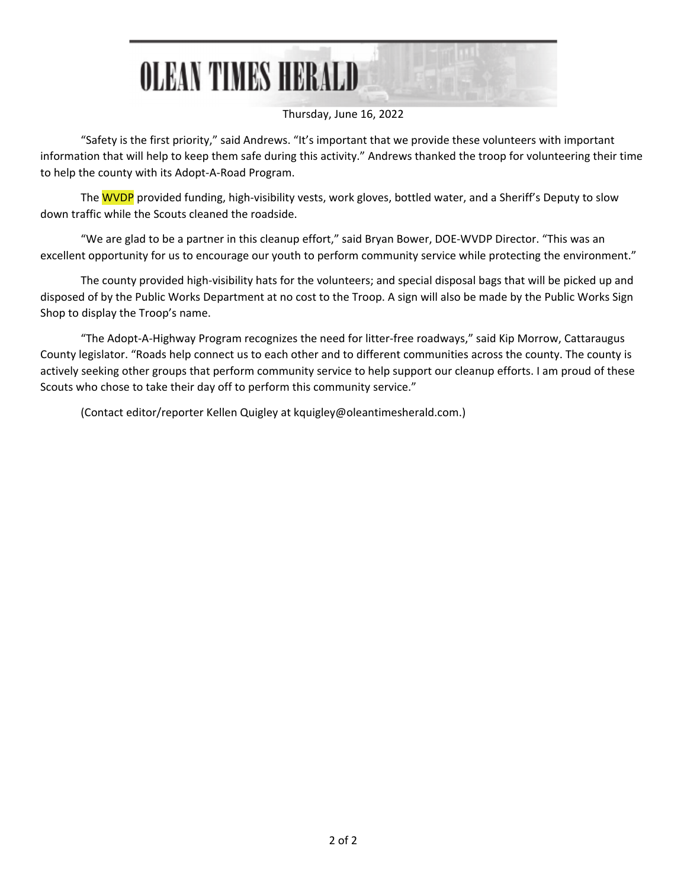“Safety is the first priority,” said Andrews. “It’s important that we provide these volunteers with important information that will help to keep them safe during this activity.” Andrews thanked the troop for volunteering their time to help the county with its Adopt-A-Road Program.

The WVDP provided funding, high-visibility vests, work gloves, bottled water, and a Sheriff’s Deputy to slow down traffic while the Scouts cleaned the roadside.

“We are glad to be a partner in this cleanup effort,” said Bryan Bower, DOE-WVDP Director. “This was an excellent opportunity for us to encourage our youth to perform community service while protecting the environment.”

The county provided high-visibility hats for the volunteers; and special disposal bags that will be picked up and disposed of by the Public Works Department at no cost to the Troop. A sign will also be made by the Public Works Sign Shop to display the Troop’s name.

“The Adopt-A-Highway Program recognizes the need for litter-free roadways,” said Kip Morrow, Cattaraugus County legislator. “Roads help connect us to each other and to different communities across the county. The county is actively seeking other groups that perform community service to help support our cleanup efforts. I am proud of these Scouts who chose to take their day off to perform this community service.”

(Contact editor/reporter Kellen Quigley at kquigley@oleantimesherald.com.)